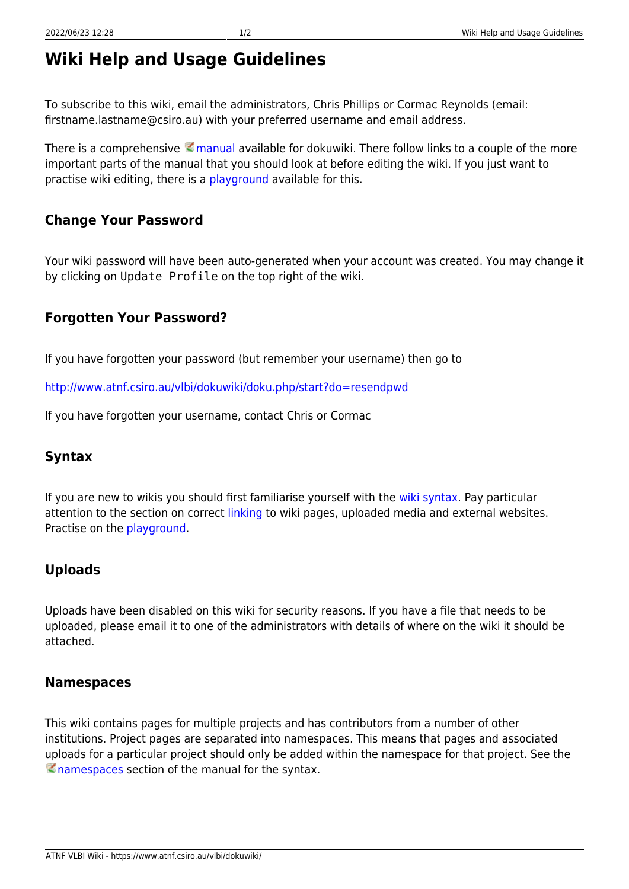# Wiki Help and Usage Guidelines

To subscribe to this wiki, email the administrators, Chris Phillips or Cormac Reynolds (email: firstname.lastname@csiro.au) with your preferred username and email address.

There is a comprehensive manual available for dokuwiki. There follow links to a couple of the more important parts of the manual that you should look at before editing the wiki. If you just want to practise wiki editing, there is a playground available for this.

## Change Your Password

Your wiki password will have been auto-generated when your account was created. You may change it by clicking on `Update Profile` on the top right of the wiki.

## Forgotten Your Password?

If you have forgotten your password (but remember your username) then go to

http://www.atnf.csiro.au/vlbi/dokuwiki/doku.php/start?do=resendpwd

If you have forgotten your username, contact Chris or Cormac

## Syntax

If you are new to wikis you should first familiarise yourself with the wiki syntax. Pay particular attention to the section on correct linking to wiki pages, uploaded media and external websites. Practise on the playground.

## Uploads

Uploads have been disabled on this wiki for security reasons. If you have a file that needs to be uploaded, please email it to one of the administrators with details of where on the wiki it should be attached.

## Namespaces

This wiki contains pages for multiple projects and has contributors from a number of other institutions. Project pages are separated into namespaces. This means that pages and associated uploads for a particular project should only be added within the namespace for that project. See the namespaces section of the manual for the syntax.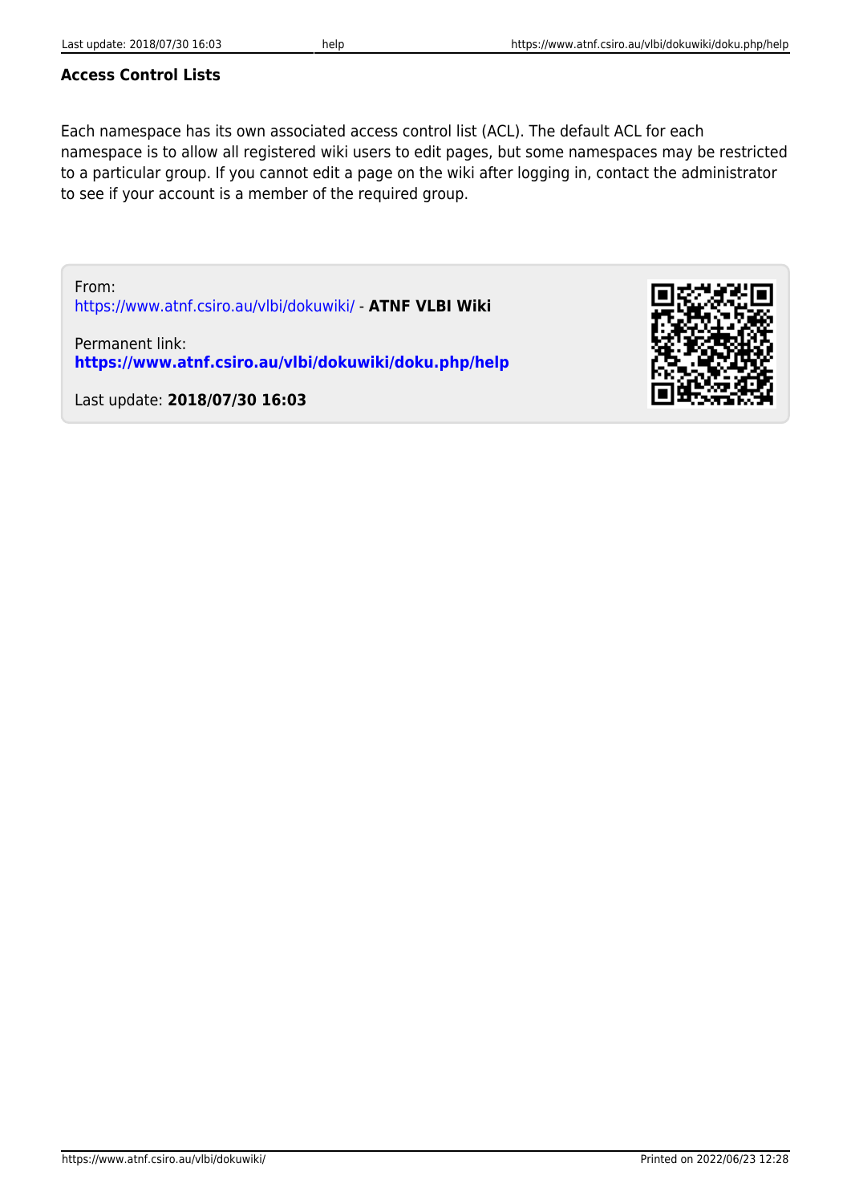### Access Control Lists

Each namespace has its own associated access control list (ACL). The default ACL for each namespace is to allow all registered wiki users to edit pages, but some namespaces may be restricted to a particular group. If you cannot edit a page on the wiki after logging in, contact the administrator to see if your account is a member of the required group.

From:
https://www.atnf.csiro.au/vlbi/dokuwiki/ - **ATNF VLBI Wiki**

Permanent link:
**https://www.atnf.csiro.au/vlbi/dokuwiki/doku.php/help**

Last update: **2018/07/30 16:03**